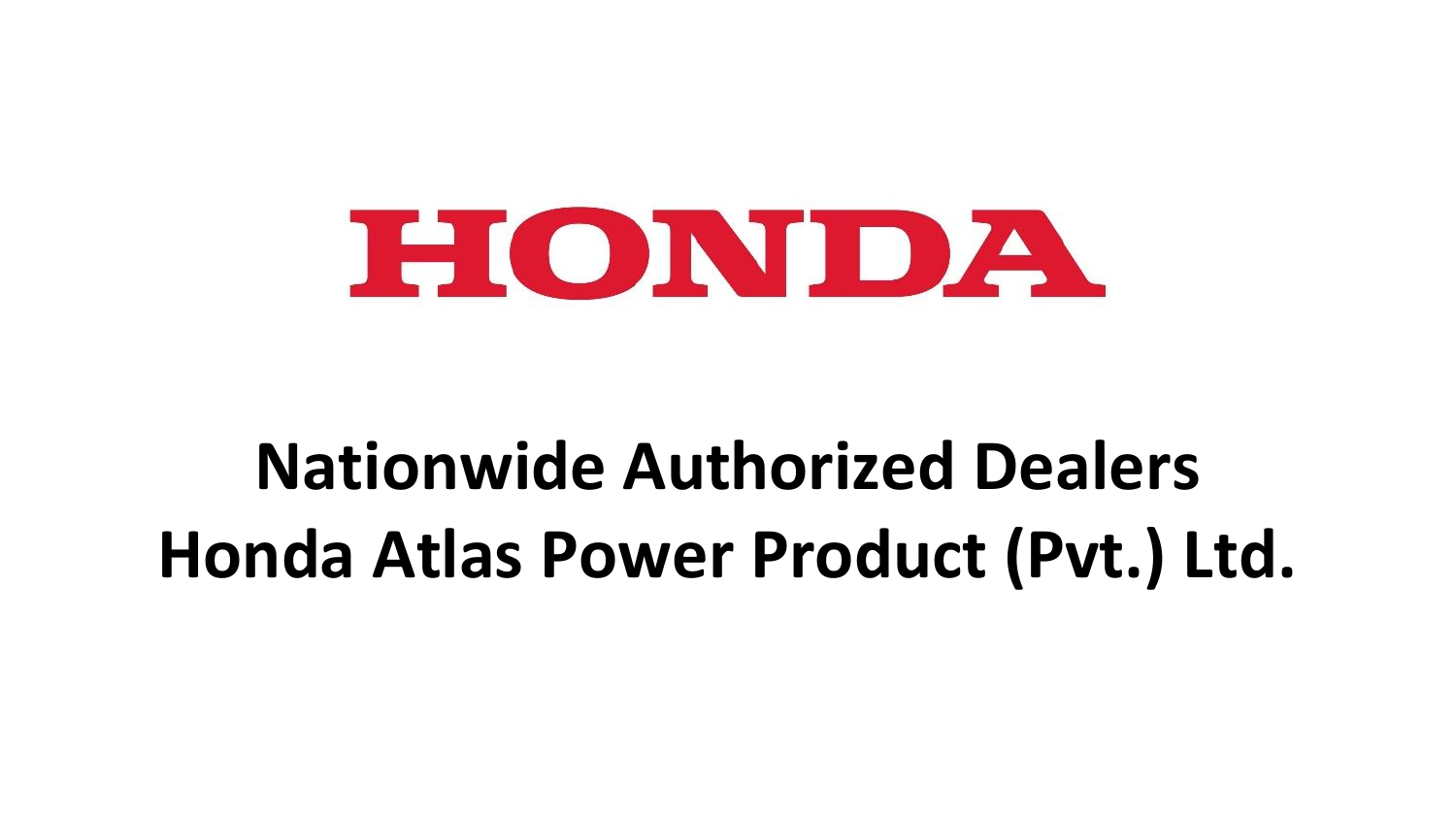# HONDA

**Nationwide Authorized Dealers**
**Honda Atlas Power Product (Pvt.) Ltd.**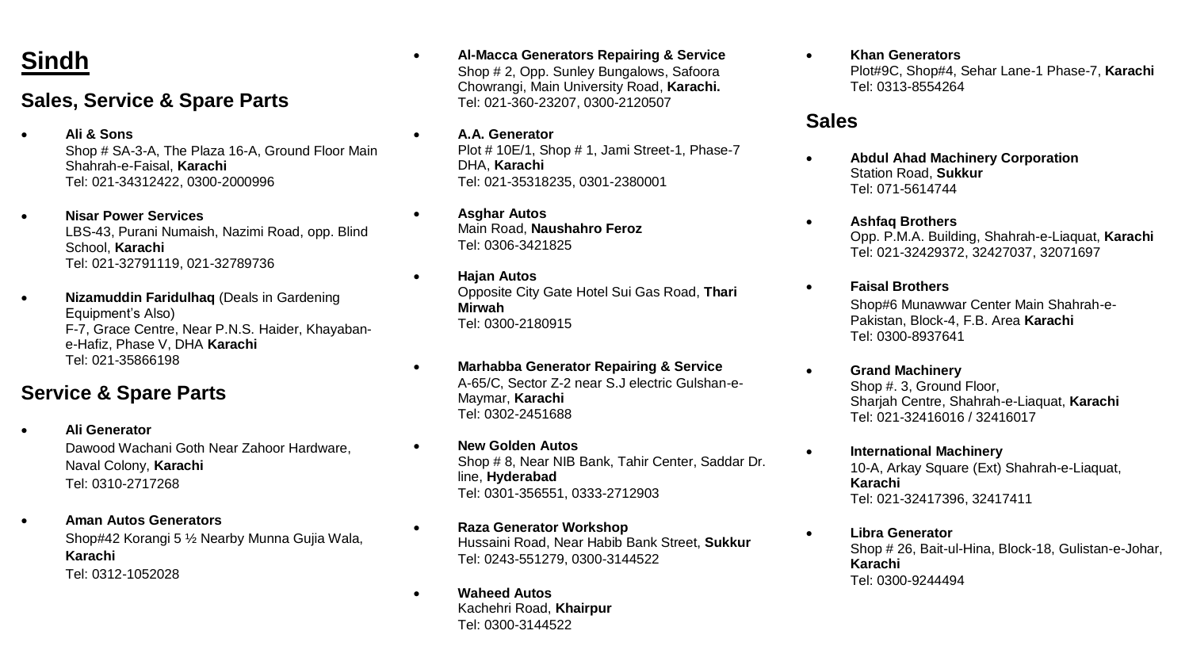# Sindh

## Sales, Service & Spare Parts

- **Ali & Sons**
  Shop # SA-3-A, The Plaza 16-A, Ground Floor Main Shahrah-e-Faisal, **Karachi**
  Tel: 021-34312422, 0300-2000996

- **Nisar Power Services**
  LBS-43, Purani Numaish, Nazimi Road, opp. Blind School, **Karachi**
  Tel: 021-32791119, 021-32789736

- **Nizamuddin Faridulhaq** (Deals in Gardening Equipment's Also)
  F-7, Grace Centre, Near P.N.S. Haider, Khayaban-e-Hafiz, Phase V, DHA **Karachi**
  Tel: 021-35866198

## Service & Spare Parts

- **Ali Generator**
  Dawood Wachani Goth Near Zahoor Hardware, Naval Colony, **Karachi**
  Tel: 0310-2717268

- **Aman Autos Generators**
  Shop#42 Korangi 5 ½ Nearby Munna Gujia Wala, **Karachi**
  Tel: 0312-1052028

- **Al-Macca Generators Repairing & Service**
  Shop # 2, Opp. Sunley Bungalows, Safoora Chowrangi, Main University Road, **Karachi.**
  Tel: 021-360-23207, 0300-2120507

- **A.A. Generator**
  Plot # 10E/1, Shop # 1, Jami Street-1, Phase-7 DHA, **Karachi**
  Tel: 021-35318235, 0301-2380001

- **Asghar Autos**
  Main Road, **Naushahro Feroz**
  Tel: 0306-3421825

- **Hajan Autos**
  Opposite City Gate Hotel Sui Gas Road, **Thari Mirwah**
  Tel: 0300-2180915

- **Marhabba Generator Repairing & Service**
  A-65/C, Sector Z-2 near S.J electric Gulshan-e-Maymar, **Karachi**
  Tel: 0302-2451688

- **New Golden Autos**
  Shop # 8, Near NIB Bank, Tahir Center, Saddar Dr. line, **Hyderabad**
  Tel: 0301-356551, 0333-2712903

- **Raza Generator Workshop**
  Hussaini Road, Near Habib Bank Street, **Sukkur**
  Tel: 0243-551279, 0300-3144522

- **Waheed Autos**
  Kachehri Road, **Khairpur**
  Tel: 0300-3144522

- **Khan Generators**
  Plot#9C, Shop#4, Sehar Lane-1 Phase-7, **Karachi**
  Tel: 0313-8554264

## Sales

- **Abdul Ahad Machinery Corporation**
  Station Road, **Sukkur**
  Tel: 071-5614744

- **Ashfaq Brothers**
  Opp. P.M.A. Building, Shahrah-e-Liaquat, **Karachi**
  Tel: 021-32429372, 32427037, 32071697

- **Faisal Brothers**
  Shop#6 Munawwar Center Main Shahrah-e-Pakistan, Block-4, F.B. Area **Karachi**
  Tel: 0300-8937641

- **Grand Machinery**
  Shop #. 3, Ground Floor, Sharjah Centre, Shahrah-e-Liaquat, **Karachi**
  Tel: 021-32416016 / 32416017

- **International Machinery**
  10-A, Arkay Square (Ext) Shahrah-e-Liaquat, **Karachi**
  Tel: 021-32417396, 32417411

- **Libra Generator**
  Shop # 26, Bait-ul-Hina, Block-18, Gulistan-e-Johar, **Karachi**
  Tel: 0300-9244494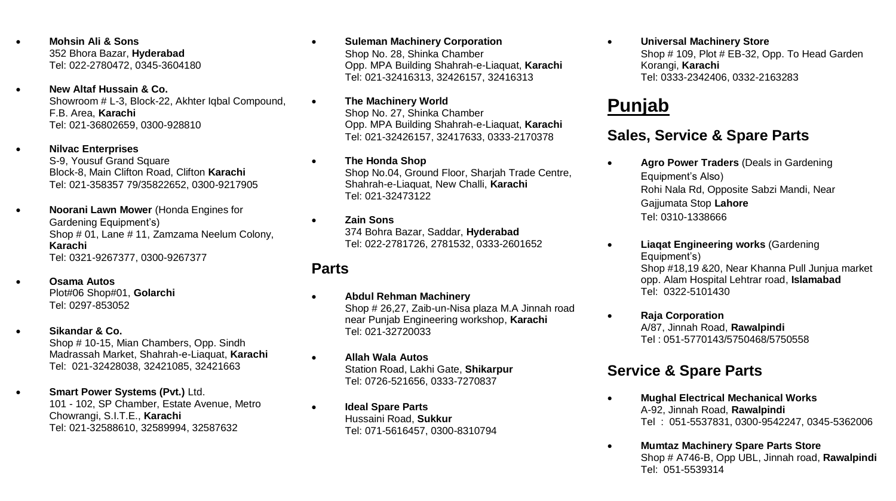- **Mohsin Ali & Sons**
  352 Bhora Bazar, **Hyderabad**
  Tel: 022-2780472, 0345-3604180

- **New Altaf Hussain & Co.**
  Showroom # L-3, Block-22, Akhter Iqbal Compound, F.B. Area, **Karachi**
  Tel: 021-36802659, 0300-928810

- **Nilvac Enterprises**
  S-9, Yousuf Grand Square
  Block-8, Main Clifton Road, Clifton **Karachi**
  Tel: 021-358357 79/35822652, 0300-9217905

- **Noorani Lawn Mower** (Honda Engines for Gardening Equipment's)
  Shop # 01, Lane # 11, Zamzama Neelum Colony, **Karachi**
  Tel: 0321-9267377, 0300-9267377

- **Osama Autos**
  Plot#06 Shop#01, **Golarchi**
  Tel: 0297-853052

- **Sikandar & Co.**
  Shop # 10-15, Mian Chambers, Opp. Sindh Madrassah Market, Shahrah-e-Liaqat, **Karachi**
  Tel: 021-32428038, 32421085, 32421663

- **Smart Power Systems (Pvt.)** Ltd.
  101 - 102, SP Chamber, Estate Avenue, Metro Chowrangi, S.I.T.E., **Karachi**
  Tel: 021-32588610, 32589994, 32587632

- **Suleman Machinery Corporation**
  Shop No. 28, Shinka Chamber
  Opp. MPA Building Shahrah-e-Liaqat, **Karachi**
  Tel: 021-32416313, 32426157, 32416313

- **The Machinery World**
  Shop No. 27, Shinka Chamber
  Opp. MPA Building Shahrah-e-Liaqat, **Karachi**
  Tel: 021-32426157, 32417633, 0333-2170378

- **The Honda Shop**
  Shop No.04, Ground Floor, Sharjah Trade Centre, Shahrah-e-Liaqat, New Challi, **Karachi**
  Tel: 021-32473122

- **Zain Sons**
  374 Bohra Bazar, Saddar, **Hyderabad**
  Tel: 022-2781726, 2781532, 0333-2601652

## Parts

- **Abdul Rehman Machinery**
  Shop # 26,27, Zaib-un-Nisa plaza M.A Jinnah road near Punjab Engineering workshop, **Karachi**
  Tel: 021-32720033

- **Allah Wala Autos**
  Station Road, Lakhi Gate, **Shikarpur**
  Tel: 0726-521656, 0333-7270837

- **Ideal Spare Parts**
  Hussaini Road, **Sukkur**
  Tel: 071-5616457, 0300-8310794

- **Universal Machinery Store**
  Shop # 109, Plot # EB-32, Opp. To Head Garden Korangi, **Karachi**
  Tel: 0333-2342406, 0332-2163283

# Punjab

## Sales, Service & Spare Parts

- **Agro Power Traders** (Deals in Gardening Equipment's Also)
  Rohi Nala Rd, Opposite Sabzi Mandi, Near Gajjumata Stop **Lahore**
  Tel: 0310-1338666

- **Liaqat Engineering works** (Gardening Equipment's)
  Shop #18,19 &20, Near Khanna Pull Junjua market opp. Alam Hospital Lehtrar road, **Islamabad**
  Tel: 0322-5101430

- **Raja Corporation**
  A/87, Jinnah Road, **Rawalpindi**
  Tel : 051-5770143/5750468/5750558

## Service & Spare Parts

- **Mughal Electrical Mechanical Works**
  A-92, Jinnah Road, **Rawalpindi**
  Tel : 051-5537831, 0300-9542247, 0345-5362006

- **Mumtaz Machinery Spare Parts Store**
  Shop # A746-B, Opp UBL, Jinnah road, **Rawalpindi**
  Tel: 051-5539314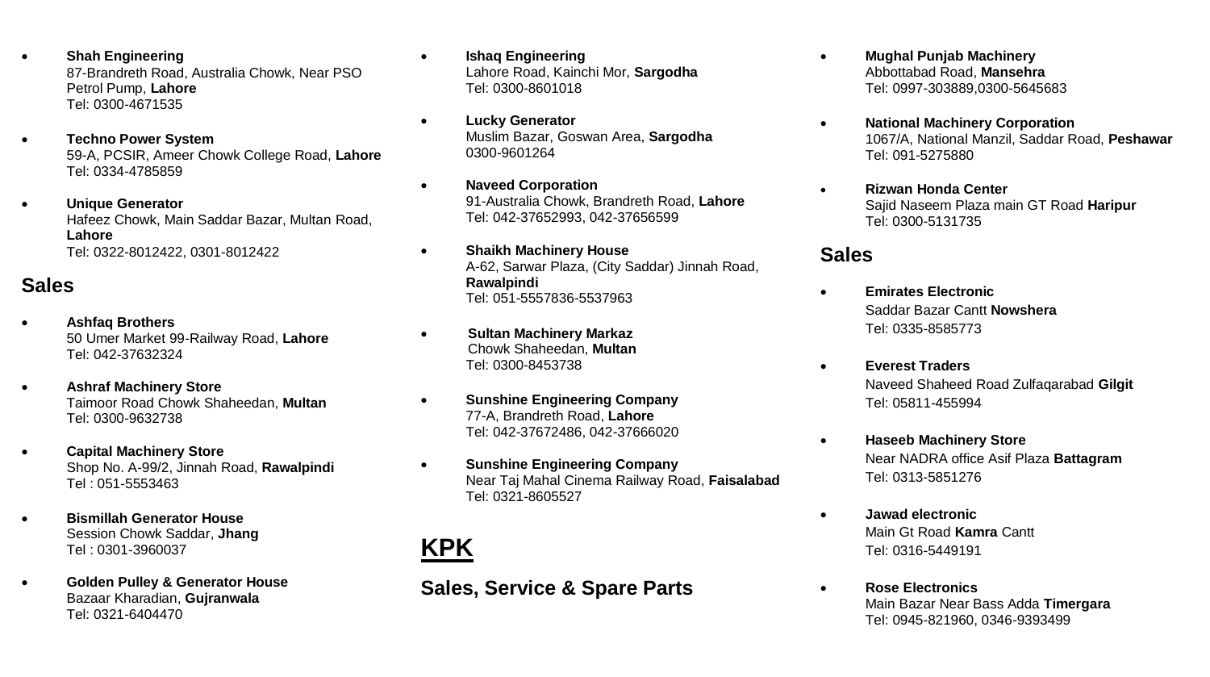- **Shah Engineering**
  87-Brandreth Road, Australia Chowk, Near PSO Petrol Pump, **Lahore**
  Tel: 0300-4671535

- **Techno Power System**
  59-A, PCSIR, Ameer Chowk College Road, **Lahore**
  Tel: 0334-4785859

- **Unique Generator**
  Hafeez Chowk, Main Saddar Bazar, Multan Road, **Lahore**
  Tel: 0322-8012422, 0301-8012422

## Sales

- **Ashfaq Brothers**
  50 Umer Market 99-Railway Road, **Lahore**
  Tel: 042-37632324

- **Ashraf Machinery Store**
  Taimoor Road Chowk Shaheedan, **Multan**
  Tel: 0300-9632738

- **Capital Machinery Store**
  Shop No. A-99/2, Jinnah Road, **Rawalpindi**
  Tel : 051-5553463

- **Bismillah Generator House**
  Session Chowk Saddar, **Jhang**
  Tel : 0301-3960037

- **Golden Pulley & Generator House**
  Bazaar Kharadian, **Gujranwala**
  Tel: 0321-6404470

- **Ishaq Engineering**
  Lahore Road, Kainchi Mor, **Sargodha**
  Tel: 0300-8601018

- **Lucky Generator**
  Muslim Bazar, Goswan Area, **Sargodha**
  0300-9601264

- **Naveed Corporation**
  91-Australia Chowk, Brandreth Road, **Lahore**
  Tel: 042-37652993, 042-37656599

- **Shaikh Machinery House**
  A-62, Sarwar Plaza, (City Saddar) Jinnah Road, **Rawalpindi**
  Tel: 051-5557836-5537963

- **Sultan Machinery Markaz**
  Chowk Shaheedan, **Multan**
  Tel: 0300-8453738

- **Sunshine Engineering Company**
  77-A, Brandreth Road, **Lahore**
  Tel: 042-37672486, 042-37666020

- **Sunshine Engineering Company**
  Near Taj Mahal Cinema Railway Road, **Faisalabad**
  Tel: 0321-8605527

# KPK

## Sales, Service & Spare Parts

- **Mughal Punjab Machinery**
  Abbottabad Road, **Mansehra**
  Tel: 0997-303889,0300-5645683

- **National Machinery Corporation**
  1067/A, National Manzil, Saddar Road, **Peshawar**
  Tel: 091-5275880

- **Rizwan Honda Center**
  Sajid Naseem Plaza main GT Road **Haripur**
  Tel: 0300-5131735

## Sales

- **Emirates Electronic**
  Saddar Bazar Cantt **Nowshera**
  Tel: 0335-8585773

- **Everest Traders**
  Naveed Shaheed Road Zulfaqarabad **Gilgit**
  Tel: 05811-455994

- **Haseeb Machinery Store**
  Near NADRA office Asif Plaza **Battagram**
  Tel: 0313-5851276

- **Jawad electronic**
  Main Gt Road **Kamra** Cantt
  Tel: 0316-5449191

- **Rose Electronics**
  Main Bazar Near Bass Adda **Timergara**
  Tel: 0945-821960, 0346-9393499